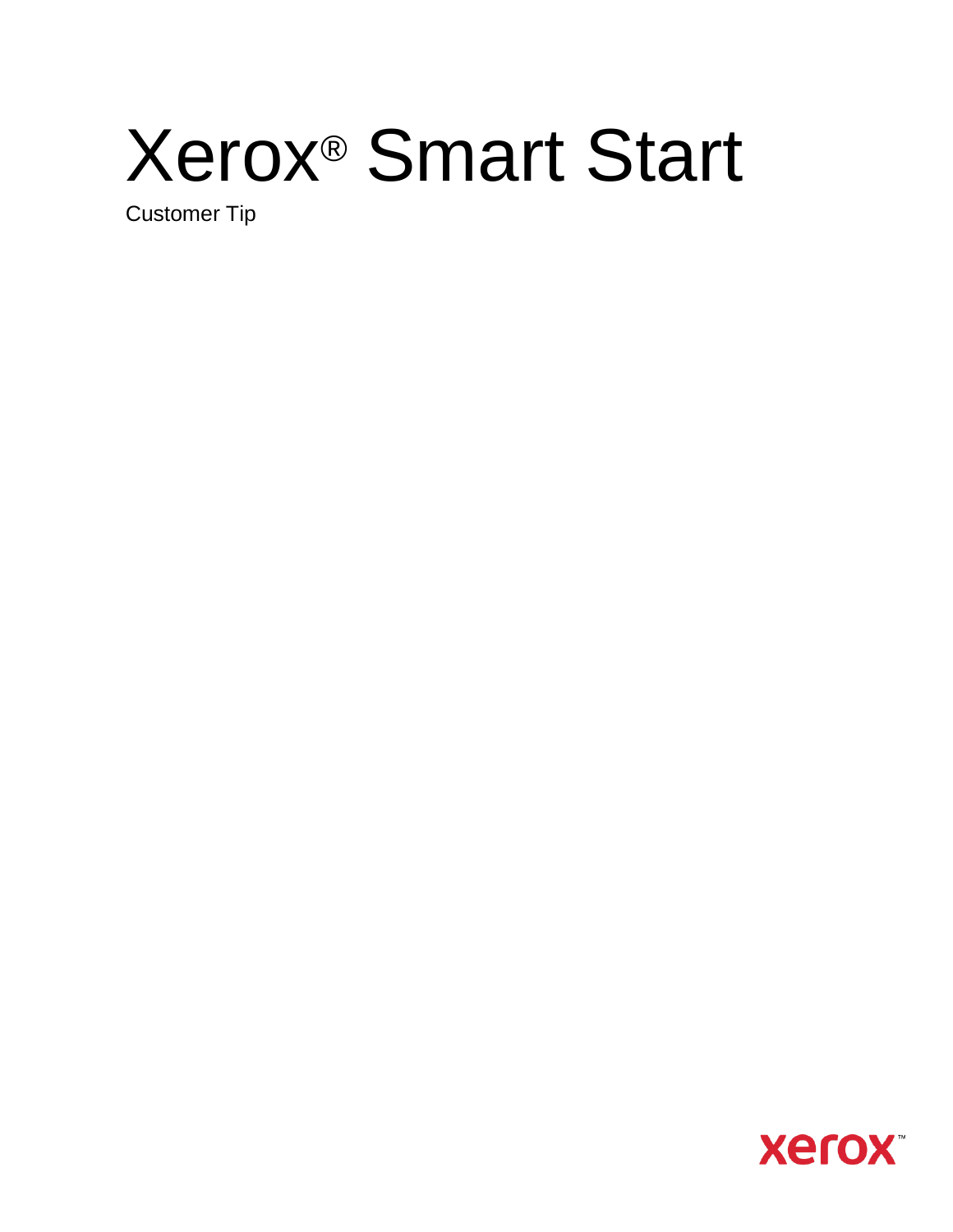# Xerox® Smart Start

Customer Tip

xerox™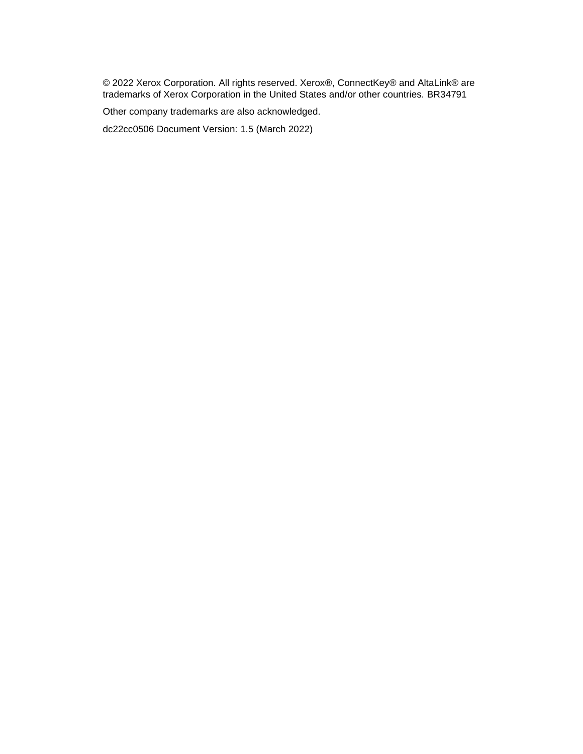© 2022 Xerox Corporation. All rights reserved. Xerox®, ConnectKey® and AltaLink® are trademarks of Xerox Corporation in the United States and/or other countries. BR34791

Other company trademarks are also acknowledged.

dc22cc0506 Document Version: 1.5 (March 2022)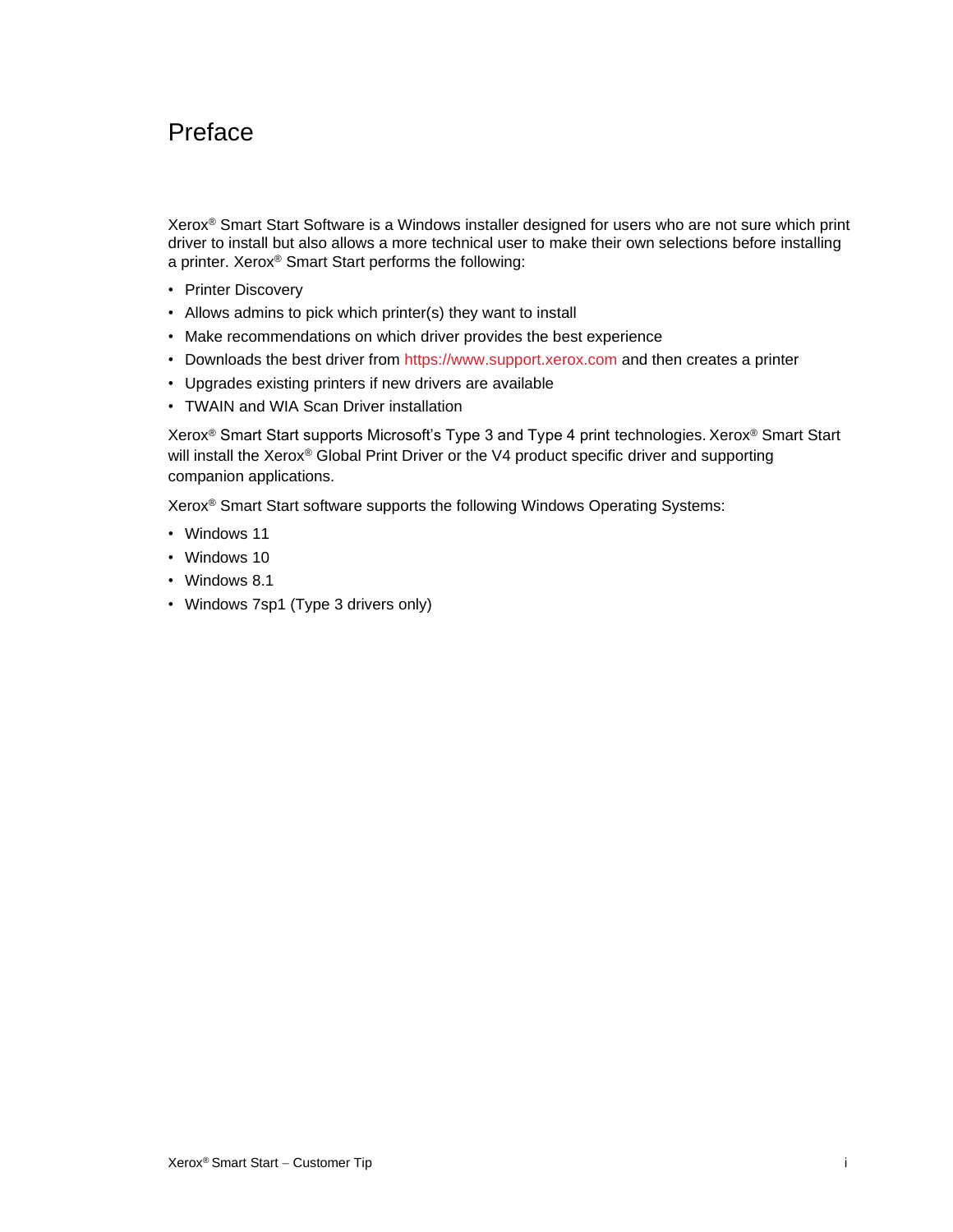# Preface

Xerox® Smart Start Software is a Windows installer designed for users who are not sure which print driver to install but also allows a more technical user to make their own selections before installing a printer. Xerox® Smart Start performs the following:

- Printer Discovery
- Allows admins to pick which printer(s) they want to install
- Make recommendations on which driver provides the best experience
- Downloads the best driver from https://www.support.xerox.com and then creates a printer
- Upgrades existing printers if new drivers are available
- TWAIN and WIA Scan Driver installation

Xerox® Smart Start supports Microsoft's Type 3 and Type 4 print technologies. Xerox® Smart Start will install the Xerox® Global Print Driver or the V4 product specific driver and supporting companion applications.

Xerox® Smart Start software supports the following Windows Operating Systems:

- Windows 11
- Windows 10
- Windows 8.1
- Windows 7sp1 (Type 3 drivers only)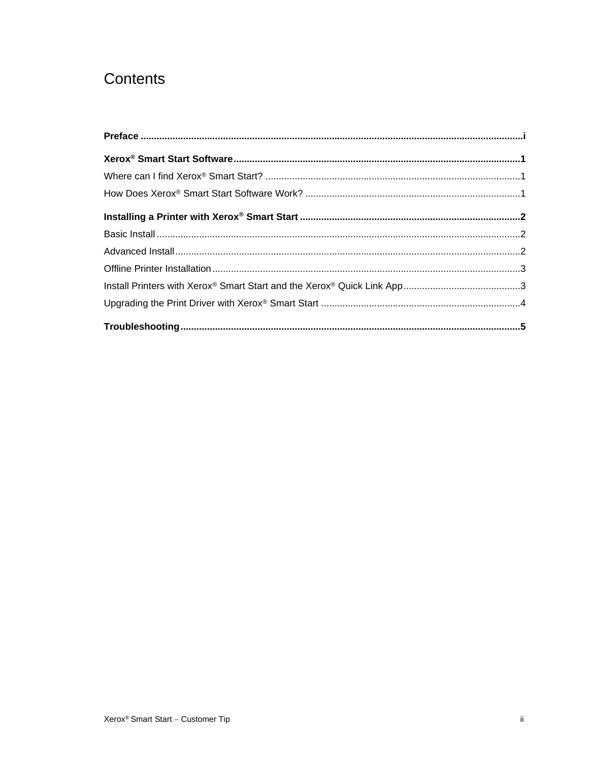# Contents

**Preface** .............................................................................................................................................i

**Xerox® Smart Start Software**.........................................................................................................1

Where can I find Xerox® Smart Start? ...............................................................................................1

How Does Xerox® Smart Start Software Work? ................................................................................1

**Installing a Printer with Xerox® Smart Start** ..................................................................................2

Basic Install .......................................................................................................................................2

Advanced Install ................................................................................................................................2

Offline Printer Installation ..................................................................................................................3

Install Printers with Xerox® Smart Start and the Xerox® Quick Link App ...........................................3

Upgrading the Print Driver with Xerox® Smart Start ..........................................................................4

**Troubleshooting**..............................................................................................................................5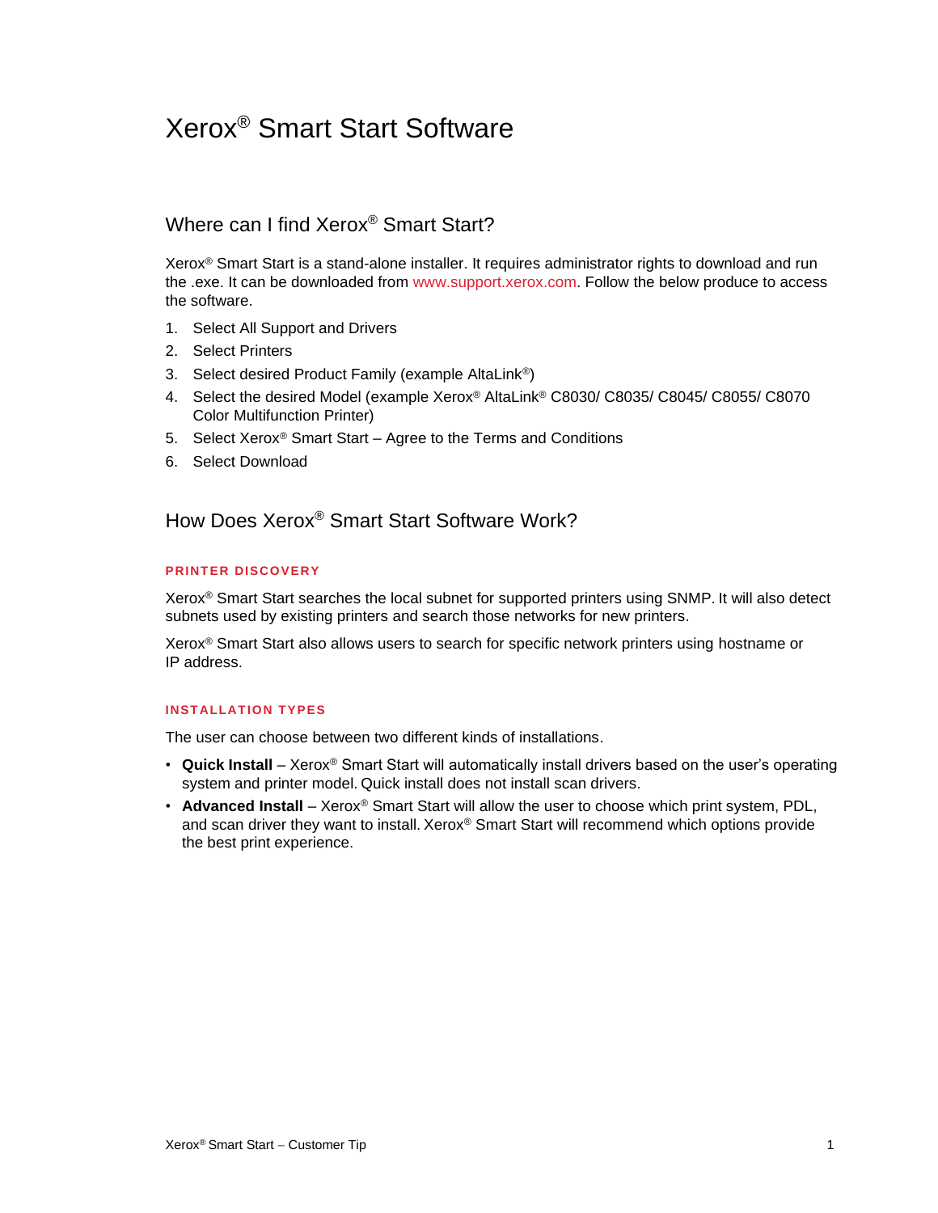# Xerox® Smart Start Software

## Where can I find Xerox® Smart Start?

Xerox® Smart Start is a stand-alone installer. It requires administrator rights to download and run the .exe. It can be downloaded from www.support.xerox.com. Follow the below produce to access the software.

1. Select All Support and Drivers
2. Select Printers
3. Select desired Product Family (example AltaLink®)
4. Select the desired Model (example Xerox® AltaLink® C8030/ C8035/ C8045/ C8055/ C8070 Color Multifunction Printer)
5. Select Xerox® Smart Start – Agree to the Terms and Conditions
6. Select Download

## How Does Xerox® Smart Start Software Work?

### PRINTER DISCOVERY

Xerox® Smart Start searches the local subnet for supported printers using SNMP. It will also detect subnets used by existing printers and search those networks for new printers.

Xerox® Smart Start also allows users to search for specific network printers using hostname or IP address.

### INSTALLATION TYPES

The user can choose between two different kinds of installations.

- **Quick Install** – Xerox® Smart Start will automatically install drivers based on the user's operating system and printer model. Quick install does not install scan drivers.
- **Advanced Install** – Xerox® Smart Start will allow the user to choose which print system, PDL, and scan driver they want to install. Xerox® Smart Start will recommend which options provide the best print experience.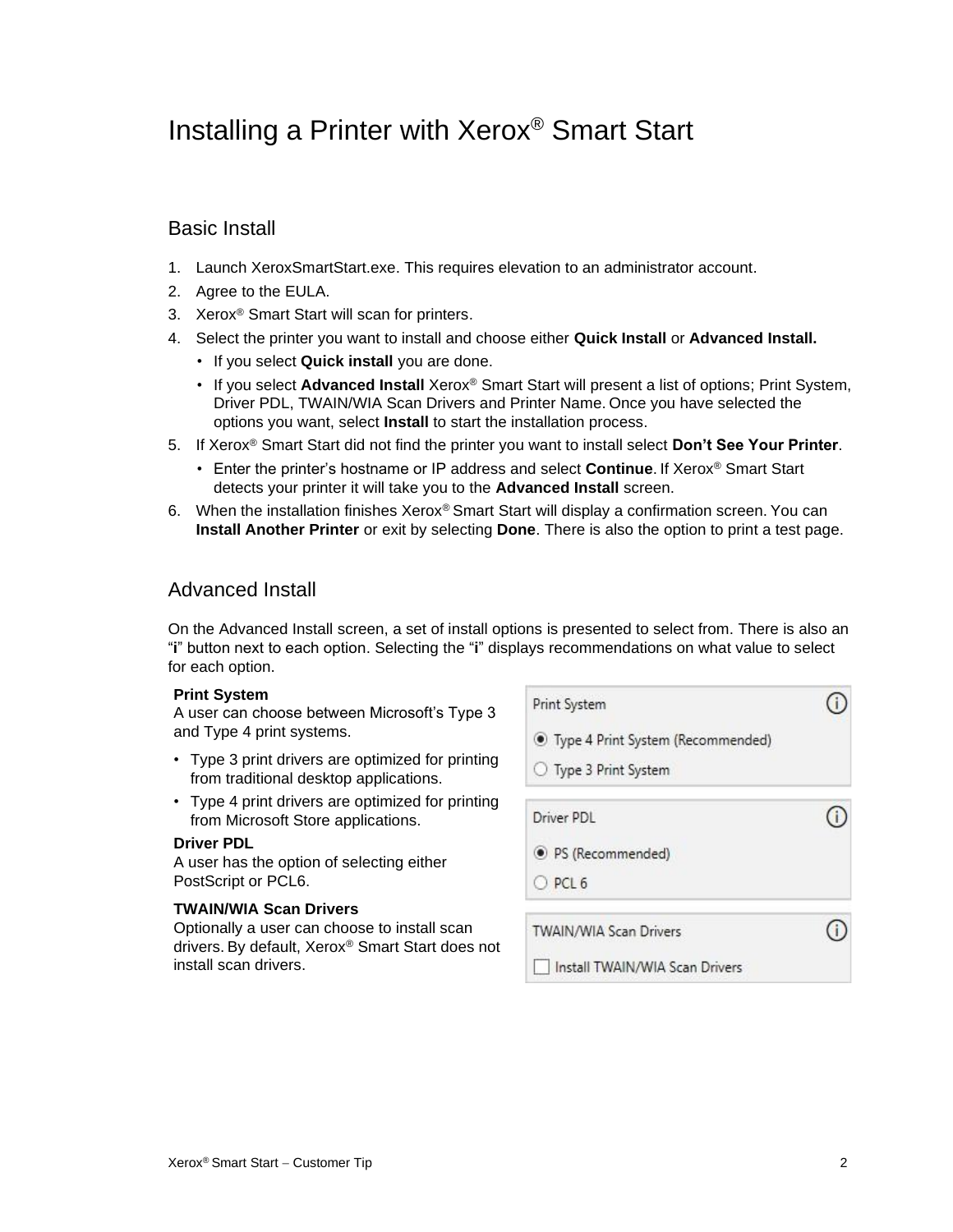# Installing a Printer with Xerox® Smart Start

## Basic Install

1. Launch XeroxSmartStart.exe. This requires elevation to an administrator account.
2. Agree to the EULA.
3. Xerox® Smart Start will scan for printers.
4. Select the printer you want to install and choose either **Quick Install** or **Advanced Install.**
   - If you select **Quick install** you are done.
   - If you select **Advanced Install** Xerox® Smart Start will present a list of options; Print System, Driver PDL, TWAIN/WIA Scan Drivers and Printer Name. Once you have selected the options you want, select **Install** to start the installation process.
5. If Xerox® Smart Start did not find the printer you want to install select **Don't See Your Printer**.
   - Enter the printer's hostname or IP address and select **Continue**. If Xerox® Smart Start detects your printer it will take you to the **Advanced Install** screen.
6. When the installation finishes Xerox® Smart Start will display a confirmation screen. You can **Install Another Printer** or exit by selecting **Done**. There is also the option to print a test page.

## Advanced Install

On the Advanced Install screen, a set of install options is presented to select from. There is also an "**i**" button next to each option. Selecting the "**i**" displays recommendations on what value to select for each option.

**Print System**
A user can choose between Microsoft's Type 3 and Type 4 print systems.

- Type 3 print drivers are optimized for printing from traditional desktop applications.
- Type 4 print drivers are optimized for printing from Microsoft Store applications.

**Driver PDL**
A user has the option of selecting either PostScript or PCL6.

**TWAIN/WIA Scan Drivers**
Optionally a user can choose to install scan drivers. By default, Xerox® Smart Start does not install scan drivers.

Print System
- (●) Type 4 Print System (Recommended)
- ( ) Type 3 Print System

Driver PDL
- (●) PS (Recommended)
- ( ) PCL 6

TWAIN/WIA Scan Drivers
- [ ] Install TWAIN/WIA Scan Drivers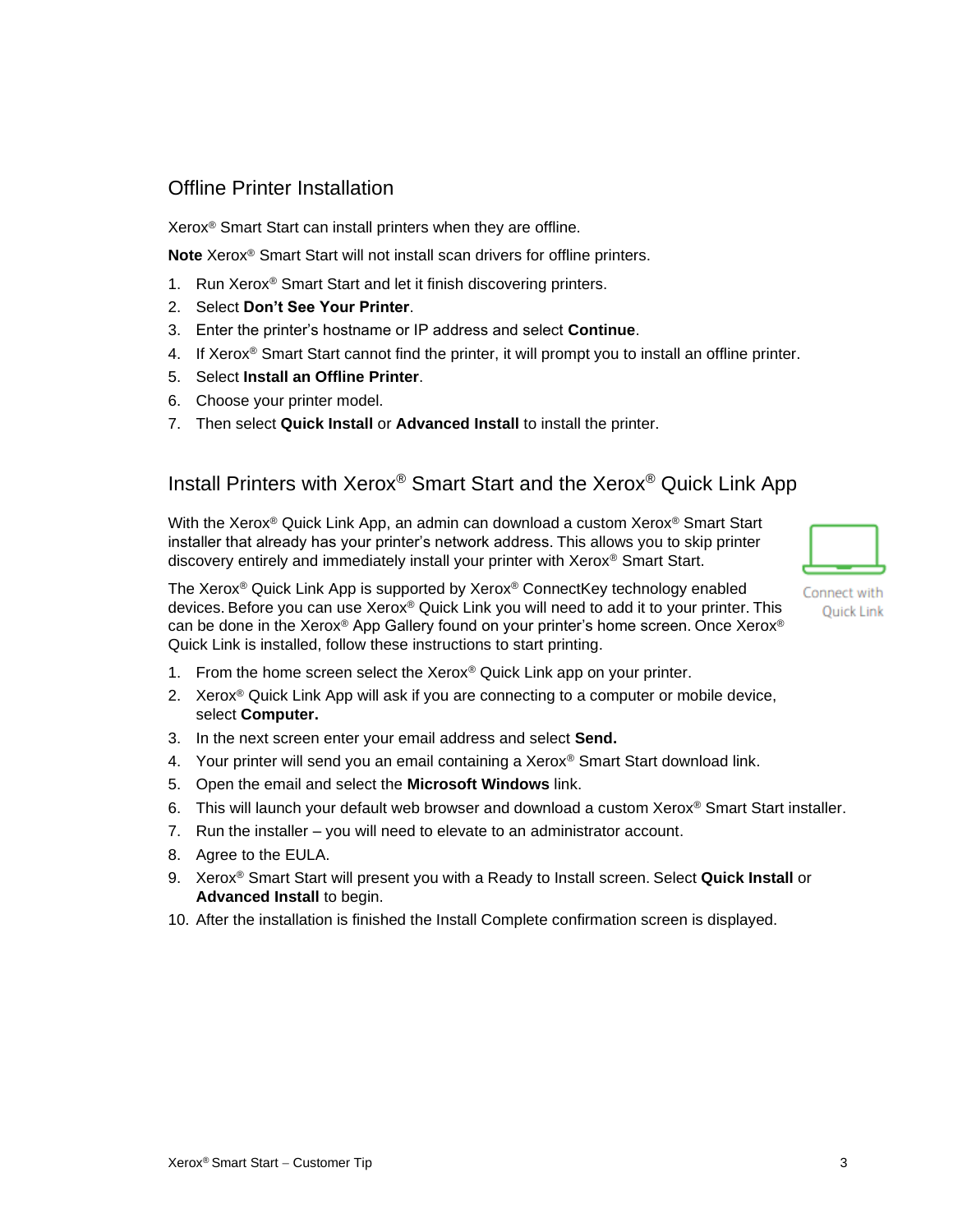## Offline Printer Installation

Xerox® Smart Start can install printers when they are offline.

**Note** Xerox® Smart Start will not install scan drivers for offline printers.

1. Run Xerox® Smart Start and let it finish discovering printers.
2. Select **Don't See Your Printer**.
3. Enter the printer's hostname or IP address and select **Continue**.
4. If Xerox® Smart Start cannot find the printer, it will prompt you to install an offline printer.
5. Select **Install an Offline Printer**.
6. Choose your printer model.
7. Then select **Quick Install** or **Advanced Install** to install the printer.

## Install Printers with Xerox® Smart Start and the Xerox® Quick Link App

With the Xerox® Quick Link App, an admin can download a custom Xerox® Smart Start installer that already has your printer's network address. This allows you to skip printer discovery entirely and immediately install your printer with Xerox® Smart Start.

Connect with Quick Link

The Xerox® Quick Link App is supported by Xerox® ConnectKey technology enabled devices. Before you can use Xerox® Quick Link you will need to add it to your printer. This can be done in the Xerox® App Gallery found on your printer's home screen. Once Xerox® Quick Link is installed, follow these instructions to start printing.

1. From the home screen select the Xerox® Quick Link app on your printer.
2. Xerox® Quick Link App will ask if you are connecting to a computer or mobile device, select **Computer.**
3. In the next screen enter your email address and select **Send.**
4. Your printer will send you an email containing a Xerox® Smart Start download link.
5. Open the email and select the **Microsoft Windows** link.
6. This will launch your default web browser and download a custom Xerox® Smart Start installer.
7. Run the installer – you will need to elevate to an administrator account.
8. Agree to the EULA.
9. Xerox® Smart Start will present you with a Ready to Install screen. Select **Quick Install** or **Advanced Install** to begin.
10. After the installation is finished the Install Complete confirmation screen is displayed.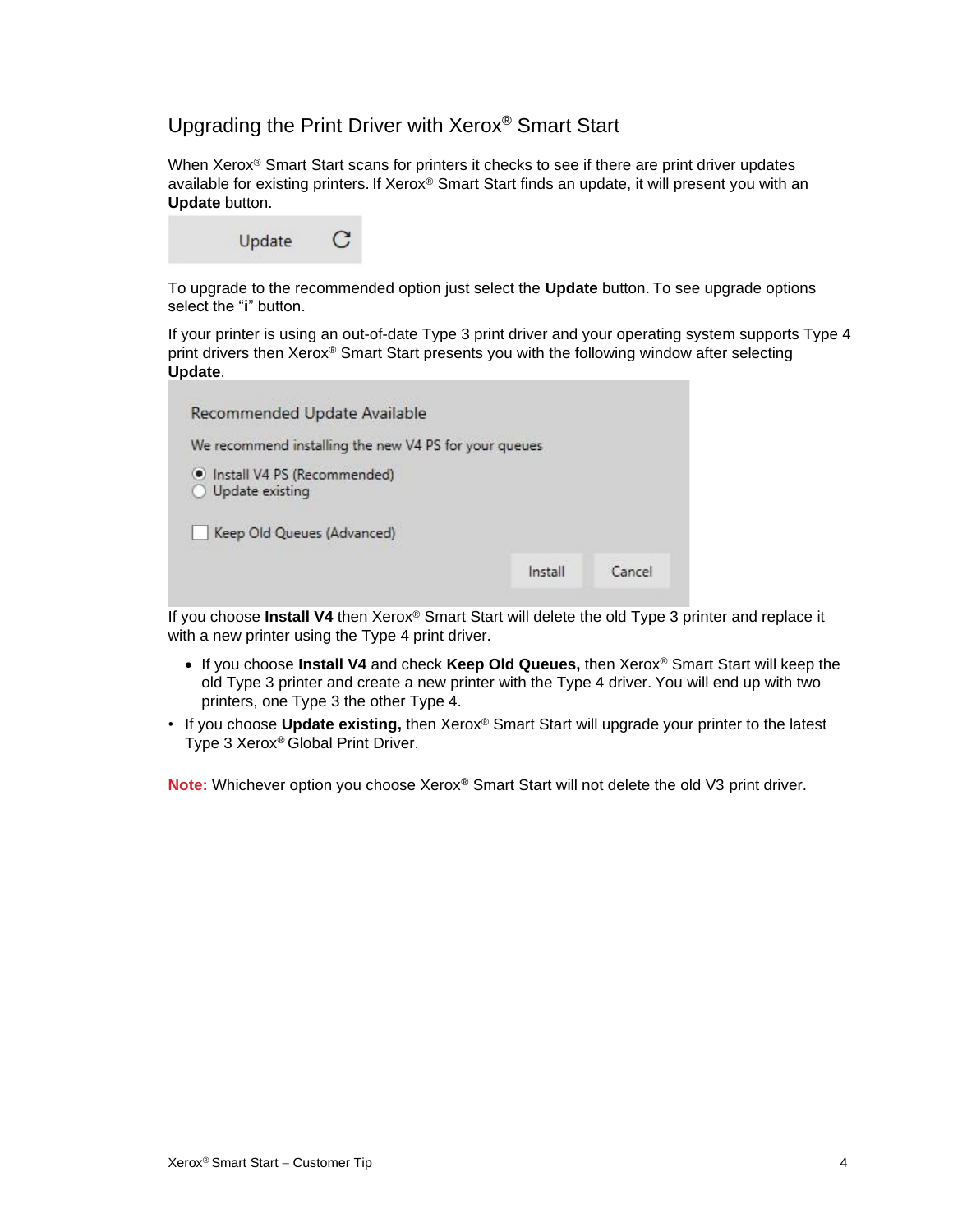## Upgrading the Print Driver with Xerox® Smart Start

When Xerox® Smart Start scans for printers it checks to see if there are print driver updates available for existing printers. If Xerox® Smart Start finds an update, it will present you with an **Update** button.

Update

To upgrade to the recommended option just select the **Update** button. To see upgrade options select the "**i**" button.

If your printer is using an out-of-date Type 3 print driver and your operating system supports Type 4 print drivers then Xerox® Smart Start presents you with the following window after selecting **Update**.

Recommended Update Available

We recommend installing the new V4 PS for your queues

- Install V4 PS (Recommended)
- Update existing

Keep Old Queues (Advanced)

Install | Cancel

If you choose **Install V4** then Xerox® Smart Start will delete the old Type 3 printer and replace it with a new printer using the Type 4 print driver.

- If you choose **Install V4** and check **Keep Old Queues,** then Xerox® Smart Start will keep the old Type 3 printer and create a new printer with the Type 4 driver. You will end up with two printers, one Type 3 the other Type 4.
- If you choose **Update existing,** then Xerox® Smart Start will upgrade your printer to the latest Type 3 Xerox® Global Print Driver.

**Note:** Whichever option you choose Xerox® Smart Start will not delete the old V3 print driver.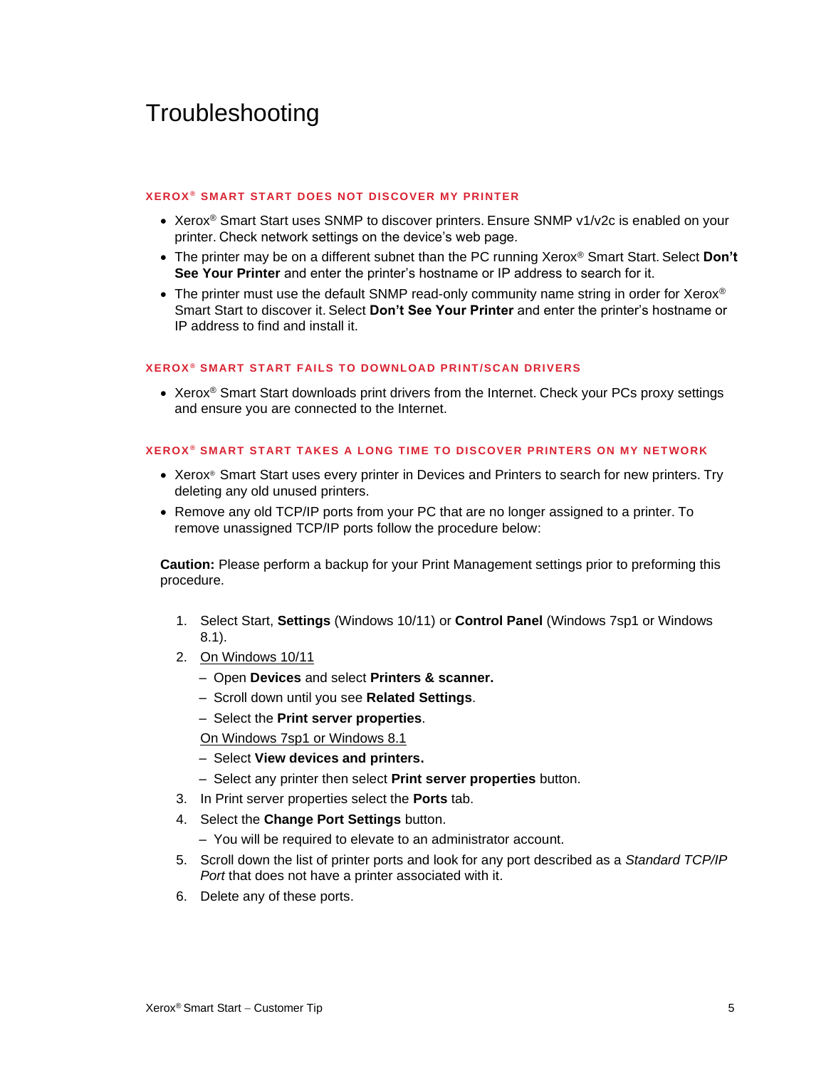# Troubleshooting

### XEROX® SMART START DOES NOT DISCOVER MY PRINTER

- Xerox® Smart Start uses SNMP to discover printers. Ensure SNMP v1/v2c is enabled on your printer. Check network settings on the device's web page.
- The printer may be on a different subnet than the PC running Xerox® Smart Start. Select **Don't See Your Printer** and enter the printer's hostname or IP address to search for it.
- The printer must use the default SNMP read-only community name string in order for Xerox® Smart Start to discover it. Select **Don't See Your Printer** and enter the printer's hostname or IP address to find and install it.

### XEROX® SMART START FAILS TO DOWNLOAD PRINT/SCAN DRIVERS

- Xerox® Smart Start downloads print drivers from the Internet. Check your PCs proxy settings and ensure you are connected to the Internet.

### XEROX® SMART START TAKES A LONG TIME TO DISCOVER PRINTERS ON MY NETWORK

- Xerox® Smart Start uses every printer in Devices and Printers to search for new printers. Try deleting any old unused printers.
- Remove any old TCP/IP ports from your PC that are no longer assigned to a printer. To remove unassigned TCP/IP ports follow the procedure below:

**Caution:** Please perform a backup for your Print Management settings prior to preforming this procedure.

1. Select Start, **Settings** (Windows 10/11) or **Control Panel** (Windows 7sp1 or Windows 8.1).
2. On Windows 10/11
   - Open **Devices** and select **Printers & scanner.**
   - Scroll down until you see **Related Settings**.
   - Select the **Print server properties**.

   On Windows 7sp1 or Windows 8.1
   - Select **View devices and printers.**
   - Select any printer then select **Print server properties** button.
3. In Print server properties select the **Ports** tab.
4. Select the **Change Port Settings** button.
   - You will be required to elevate to an administrator account.
5. Scroll down the list of printer ports and look for any port described as a *Standard TCP/IP Port* that does not have a printer associated with it.
6. Delete any of these ports.